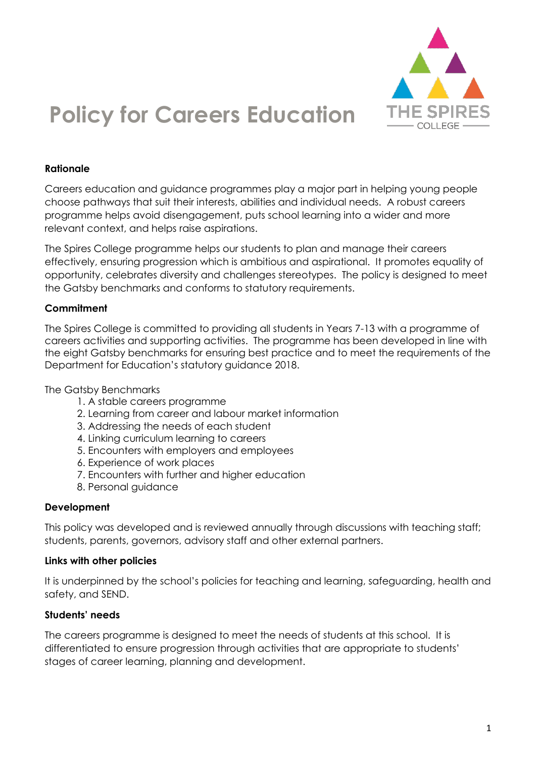# Policy for Careers Education

THE SPIRES COLLEGE

**Rationale**

Careers education and guidance programmes play a major part in helping young people choose pathways that suit their interests, abilities and individual needs. A robust careers programme helps avoid disengagement, puts school learning into a wider and more relevant context, and helps raise aspirations.

The Spires College programme helps our students to plan and manage their careers effectively, ensuring progression which is ambitious and aspirational. It promotes equality of opportunity, celebrates diversity and challenges stereotypes. The policy is designed to meet the Gatsby benchmarks and conforms to statutory requirements.

**Commitment**

The Spires College is committed to providing all students in Years 7-13 with a programme of careers activities and supporting activities. The programme has been developed in line with the eight Gatsby benchmarks for ensuring best practice and to meet the requirements of the Department for Education's statutory guidance 2018.

The Gatsby Benchmarks

1. A stable careers programme
2. Learning from career and labour market information
3. Addressing the needs of each student
4. Linking curriculum learning to careers
5. Encounters with employers and employees
6. Experience of work places
7. Encounters with further and higher education
8. Personal guidance

**Development**

This policy was developed and is reviewed annually through discussions with teaching staff; students, parents, governors, advisory staff and other external partners.

**Links with other policies**

It is underpinned by the school's policies for teaching and learning, safeguarding, health and safety, and SEND.

**Students' needs**

The careers programme is designed to meet the needs of students at this school. It is differentiated to ensure progression through activities that are appropriate to students' stages of career learning, planning and development.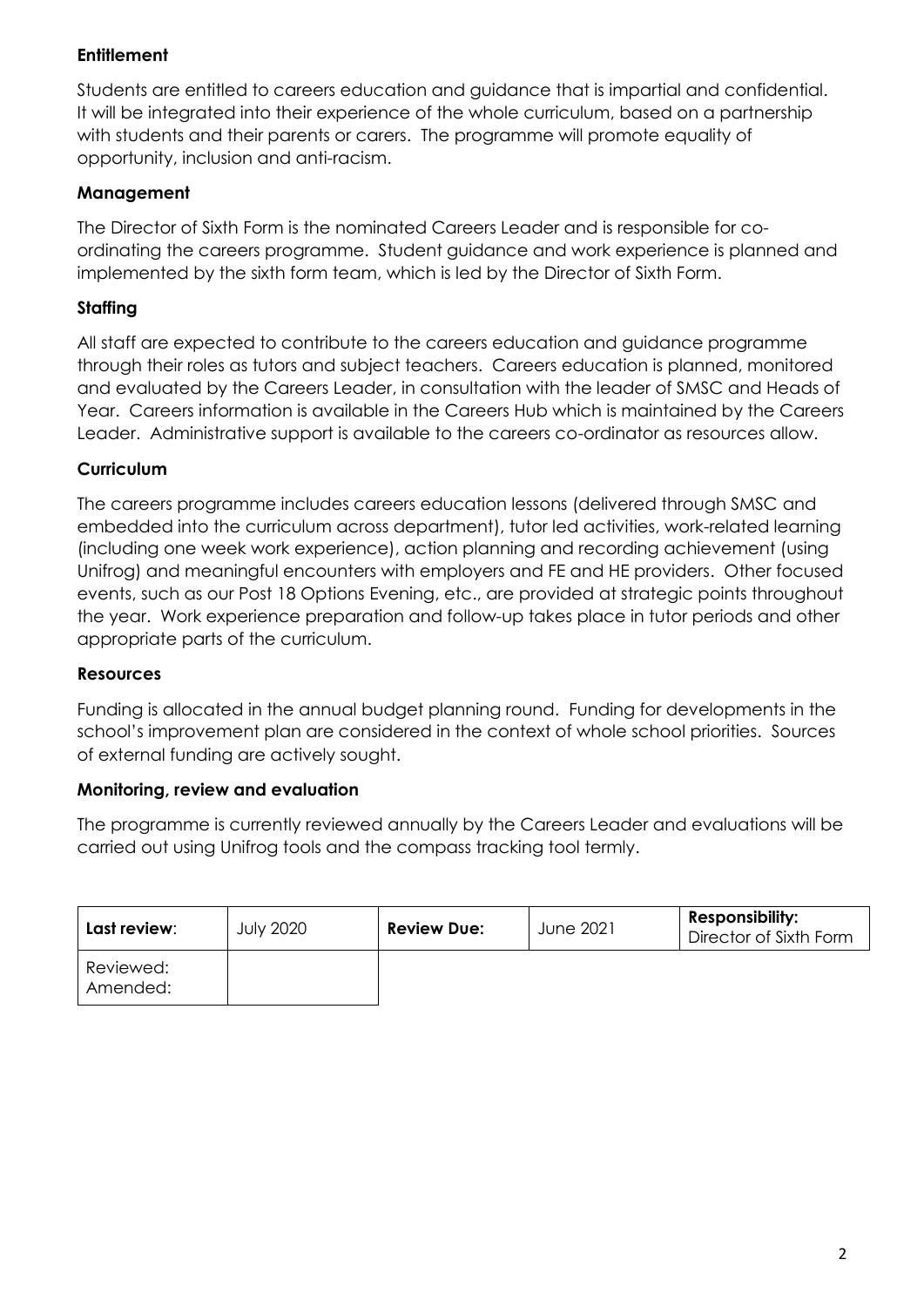**Entitlement**

Students are entitled to careers education and guidance that is impartial and confidential. It will be integrated into their experience of the whole curriculum, based on a partnership with students and their parents or carers. The programme will promote equality of opportunity, inclusion and anti-racism.

**Management**

The Director of Sixth Form is the nominated Careers Leader and is responsible for co-ordinating the careers programme. Student guidance and work experience is planned and implemented by the sixth form team, which is led by the Director of Sixth Form.

**Staffing**

All staff are expected to contribute to the careers education and guidance programme through their roles as tutors and subject teachers. Careers education is planned, monitored and evaluated by the Careers Leader, in consultation with the leader of SMSC and Heads of Year. Careers information is available in the Careers Hub which is maintained by the Careers Leader. Administrative support is available to the careers co-ordinator as resources allow.

**Curriculum**

The careers programme includes careers education lessons (delivered through SMSC and embedded into the curriculum across department), tutor led activities, work-related learning (including one week work experience), action planning and recording achievement (using Unifrog) and meaningful encounters with employers and FE and HE providers. Other focused events, such as our Post 18 Options Evening, etc., are provided at strategic points throughout the year. Work experience preparation and follow-up takes place in tutor periods and other appropriate parts of the curriculum.

**Resources**

Funding is allocated in the annual budget planning round. Funding for developments in the school's improvement plan are considered in the context of whole school priorities. Sources of external funding are actively sought.

**Monitoring, review and evaluation**

The programme is currently reviewed annually by the Careers Leader and evaluations will be carried out using Unifrog tools and the compass tracking tool termly.

| **Last review**: | July 2020 | **Review Due:** | June 2021 | **Responsibility:** Director of Sixth Form |
|---|---|---|---|---|
| Reviewed: Amended: | | | | |